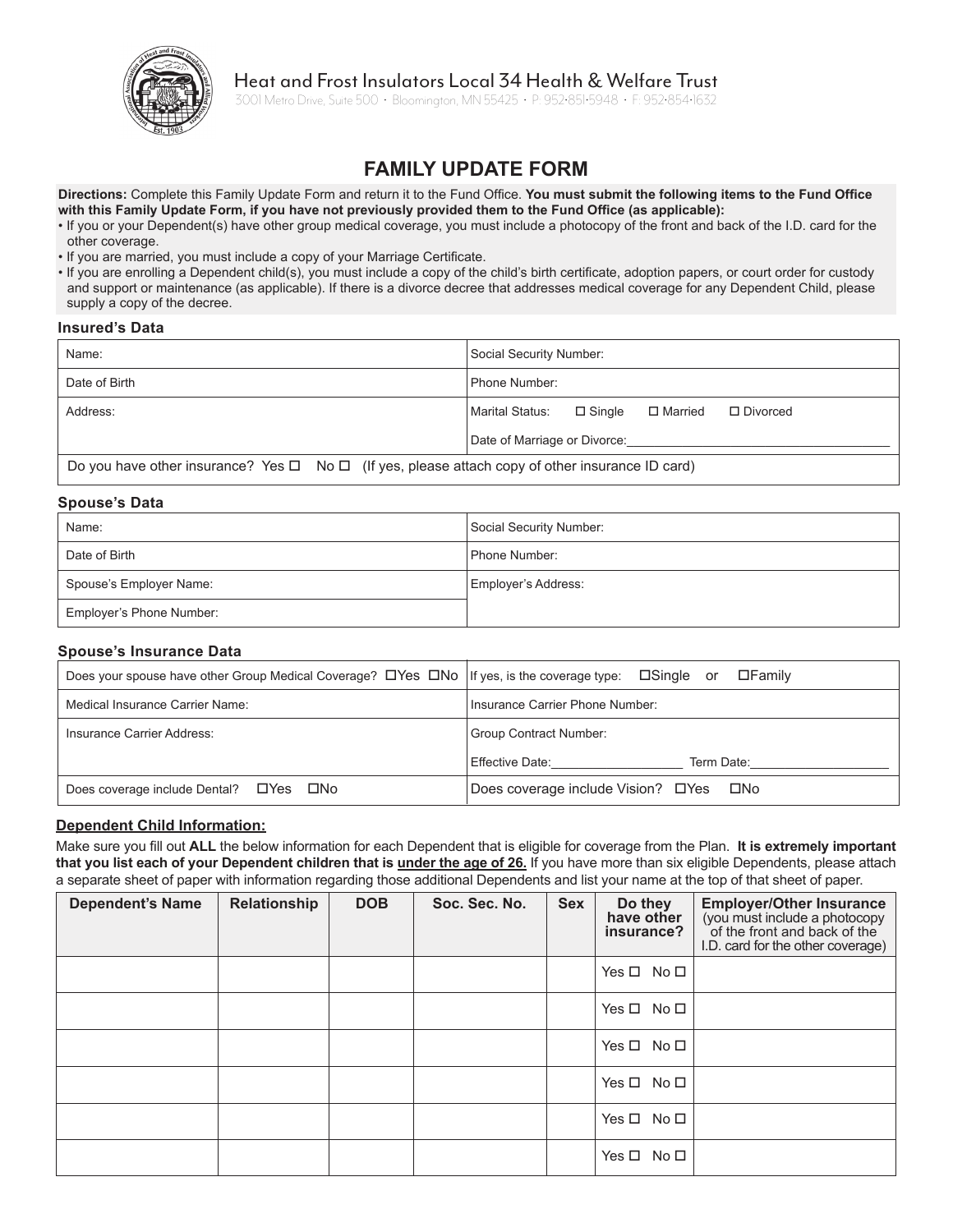Heat and Frost Insulators Local 34 Health & Welfare Trust

3001 Metro Drive, Suite 500 • Bloomington, MN 55425 • P: 952-851-5948 • F: 952-854-1632

# FAMILY UPDATE FORM

**Directions:** Complete this Family Update Form and return it to the Fund Office. **You must submit the following items to the Fund Office with this Family Update Form, if you have not previously provided them to the Fund Office (as applicable):**

- If you or your Dependent(s) have other group medical coverage, you must include a photocopy of the front and back of the I.D. card for the other coverage.
- If you are married, you must include a copy of your Marriage Certificate.
- If you are enrolling a Dependent child(s), you must include a copy of the child's birth certificate, adoption papers, or court order for custody and support or maintenance (as applicable). If there is a divorce decree that addresses medical coverage for any Dependent Child, please supply a copy of the decree.

### Insured's Data

| | |
|---|---|
| Name: | Social Security Number: |
| Date of Birth | Phone Number: |
| Address: | Marital Status: ☐ Single ☐ Married ☐ Divorced<br>Date of Marriage or Divorce:______________________ |
| Do you have other insurance? Yes ☐ No ☐ (If yes, please attach copy of other insurance ID card) | |

### Spouse's Data

| | |
|---|---|
| Name: | Social Security Number: |
| Date of Birth | Phone Number: |
| Spouse's Employer Name: | Employer's Address: |
| Employer's Phone Number: | |

### Spouse's Insurance Data

| | |
|---|---|
| Does your spouse have other Group Medical Coverage? ☐Yes ☐No | If yes, is the coverage type: ☐Single or ☐Family |
| Medical Insurance Carrier Name: | Insurance Carrier Phone Number: |
| Insurance Carrier Address: | Group Contract Number:<br>Effective Date:__________ Term Date:__________ |
| Does coverage include Dental? ☐Yes ☐No | Does coverage include Vision? ☐Yes ☐No |

### Dependent Child Information:

Make sure you fill out **ALL** the below information for each Dependent that is eligible for coverage from the Plan. **It is extremely important that you list each of your Dependent children that is under the age of 26.** If you have more than six eligible Dependents, please attach a separate sheet of paper with information regarding those additional Dependents and list your name at the top of that sheet of paper.

| Dependent's Name | Relationship | DOB | Soc. Sec. No. | Sex | Do they have other insurance? | Employer/Other Insurance (you must include a photocopy of the front and back of the I.D. card for the other coverage) |
|---|---|---|---|---|---|---|
| | | | | | Yes ☐ No ☐ | |
| | | | | | Yes ☐ No ☐ | |
| | | | | | Yes ☐ No ☐ | |
| | | | | | Yes ☐ No ☐ | |
| | | | | | Yes ☐ No ☐ | |
| | | | | | Yes ☐ No ☐ | |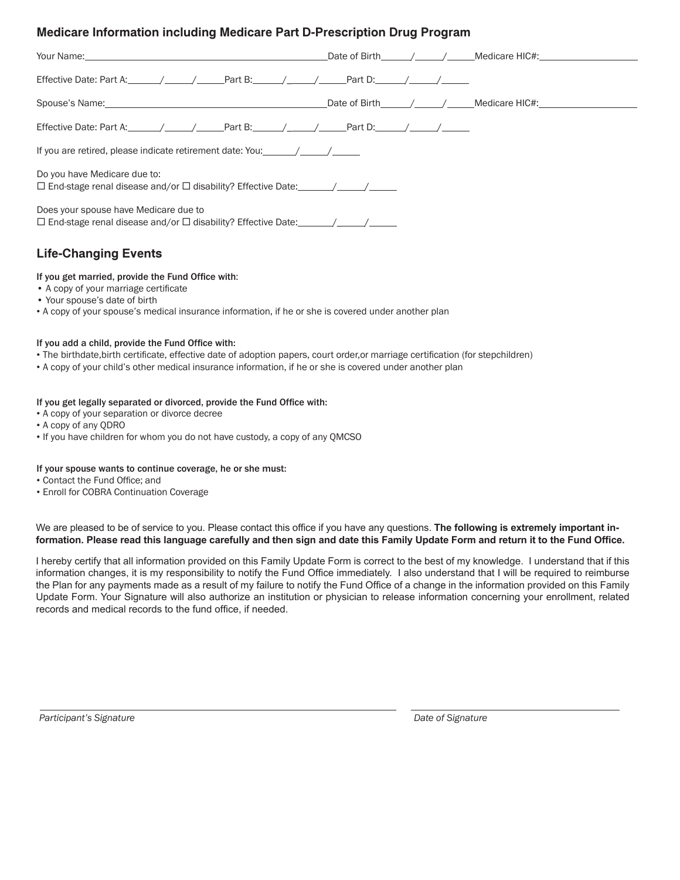## Medicare Information including Medicare Part D-Prescription Drug Program

Your Name:________________________________________Date of Birth_____/_____/_____Medicare HIC#:__________________

Effective Date: Part A:______/_____/_____Part B:_____/_____/_____Part D:_____/_____/_____

Spouse's Name:________________________________________Date of Birth_____/_____/_____Medicare HIC#:__________________

Effective Date: Part A:______/_____/_____Part B:_____/_____/_____Part D:_____/_____/_____

If you are retired, please indicate retirement date: You:______/_____/_____

Do you have Medicare due to:
☐ End-stage renal disease and/or ☐ disability? Effective Date:______/_____/_____

Does your spouse have Medicare due to
☐ End-stage renal disease and/or ☐ disability? Effective Date:______/_____/_____

## Life-Changing Events

If you get married, provide the Fund Office with:

- A copy of your marriage certificate
- Your spouse's date of birth
- A copy of your spouse's medical insurance information, if he or she is covered under another plan

If you add a child, provide the Fund Office with:

- The birthdate,birth certificate, effective date of adoption papers, court order,or marriage certification (for stepchildren)
- A copy of your child's other medical insurance information, if he or she is covered under another plan

If you get legally separated or divorced, provide the Fund Office with:

- A copy of your separation or divorce decree
- A copy of any QDRO
- If you have children for whom you do not have custody, a copy of any QMCSO

If your spouse wants to continue coverage, he or she must:

- Contact the Fund Office; and
- Enroll for COBRA Continuation Coverage

We are pleased to be of service to you. Please contact this office if you have any questions. **The following is extremely important information. Please read this language carefully and then sign and date this Family Update Form and return it to the Fund Office.**

I hereby certify that all information provided on this Family Update Form is correct to the best of my knowledge. I understand that if this information changes, it is my responsibility to notify the Fund Office immediately. I also understand that I will be required to reimburse the Plan for any payments made as a result of my failure to notify the Fund Office of a change in the information provided on this Family Update Form. Your Signature will also authorize an institution or physician to release information concerning your enrollment, related records and medical records to the fund office, if needed.

______________________________________ ______________________

*Participant's Signature* *Date of Signature*